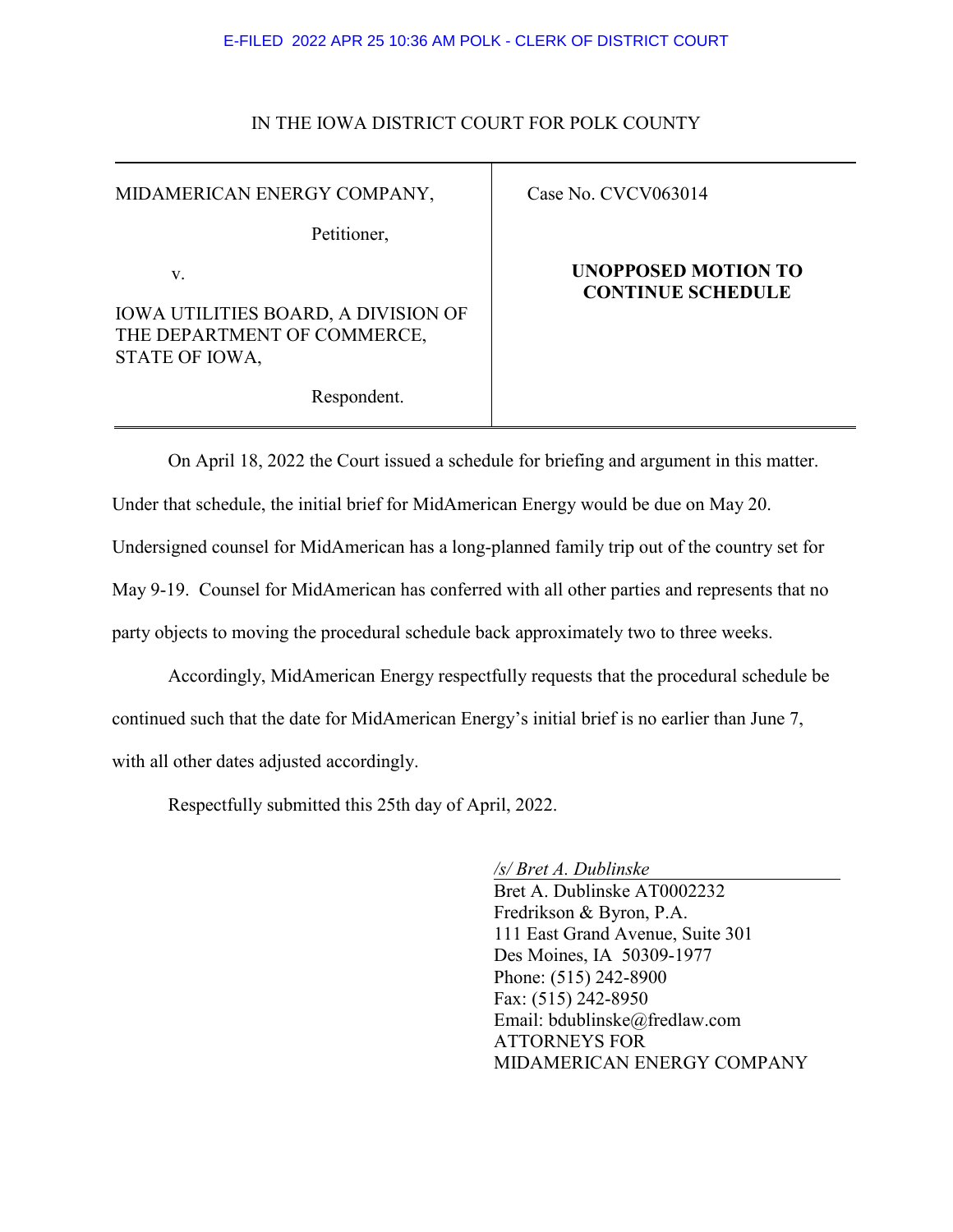E-FILED 2022 APR 25 10:36 AM POLK - CLERK OF DISTRICT COURT

IN THE IOWA DISTRICT COURT FOR POLK COUNTY

| | |
|---|---|
| MIDAMERICAN ENERGY COMPANY,<br><br>Petitioner,<br><br>v.<br><br>IOWA UTILITIES BOARD, A DIVISION OF THE DEPARTMENT OF COMMERCE, STATE OF IOWA,<br><br>Respondent. | Case No. CVCV063014<br><br>**UNOPPOSED MOTION TO CONTINUE SCHEDULE** |

On April 18, 2022 the Court issued a schedule for briefing and argument in this matter. Under that schedule, the initial brief for MidAmerican Energy would be due on May 20. Undersigned counsel for MidAmerican has a long-planned family trip out of the country set for May 9-19. Counsel for MidAmerican has conferred with all other parties and represents that no party objects to moving the procedural schedule back approximately two to three weeks.

Accordingly, MidAmerican Energy respectfully requests that the procedural schedule be continued such that the date for MidAmerican Energy's initial brief is no earlier than June 7, with all other dates adjusted accordingly.

Respectfully submitted this 25th day of April, 2022.

*/s/ Bret A. Dublinske*
Bret A. Dublinske AT0002232
Fredrikson & Byron, P.A.
111 East Grand Avenue, Suite 301
Des Moines, IA 50309-1977
Phone: (515) 242-8900
Fax: (515) 242-8950
Email: bdublinske@fredlaw.com
ATTORNEYS FOR
MIDAMERICAN ENERGY COMPANY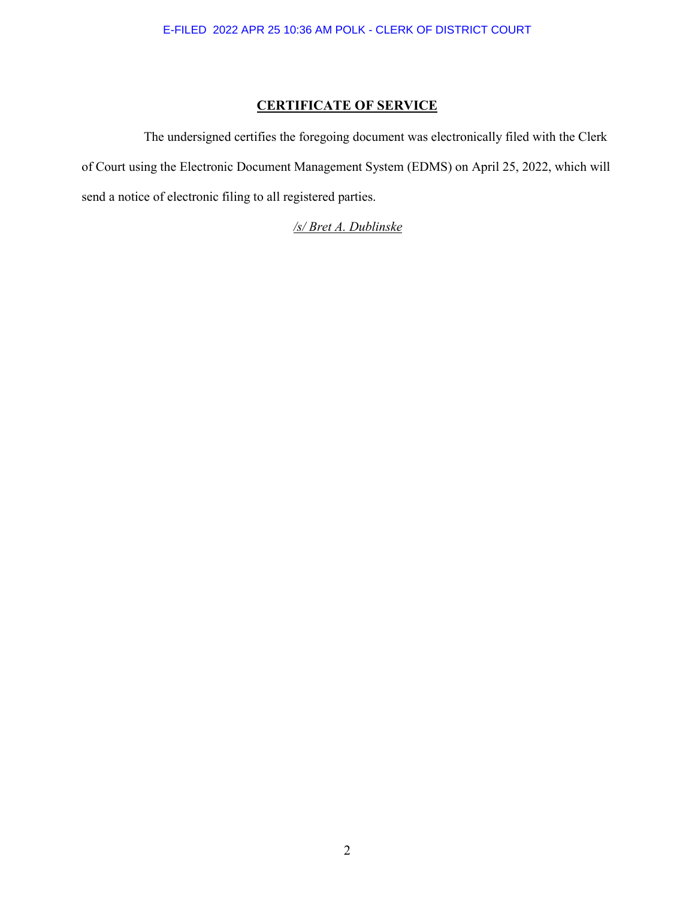**CERTIFICATE OF SERVICE**

The undersigned certifies the foregoing document was electronically filed with the Clerk of Court using the Electronic Document Management System (EDMS) on April 25, 2022, which will send a notice of electronic filing to all registered parties.

*/s/ Bret A. Dublinske*